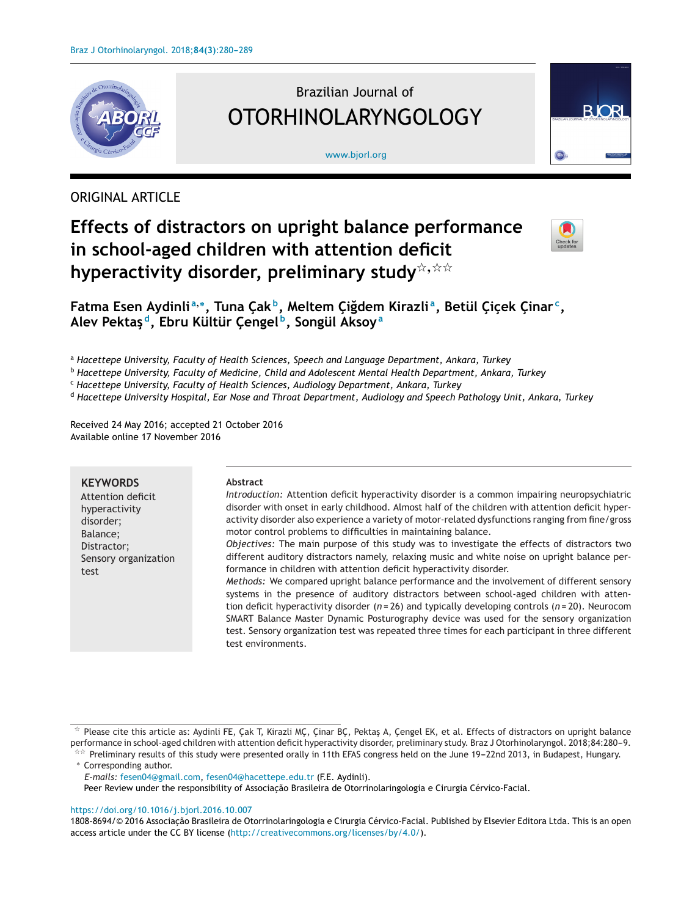ORIGINAL ARTICLE

# Effects of distractors on upright balance performance in school-aged children with attention deficit hyperactivity disorder, preliminary study[☆,☆☆]

**Fatma Esen Aydinli[a,*], Tuna Çak[b], Meltem Çiğdem Kirazli[a], Betül Çiçek Çinar[c], Alev Pektaş[d], Ebru Kültür Çengel[b], Songül Aksoy[a]**

[a] *Hacettepe University, Faculty of Health Sciences, Speech and Language Department, Ankara, Turkey*
[b] *Hacettepe University, Faculty of Medicine, Child and Adolescent Mental Health Department, Ankara, Turkey*
[c] *Hacettepe University, Faculty of Health Sciences, Audiology Department, Ankara, Turkey*
[d] *Hacettepe University Hospital, Ear Nose and Throat Department, Audiology and Speech Pathology Unit, Ankara, Turkey*

Received 24 May 2016; accepted 21 October 2016
Available online 17 November 2016

**KEYWORDS**
Attention deficit hyperactivity disorder;
Balance;
Distractor;
Sensory organization test

**Abstract**

*Introduction:* Attention deficit hyperactivity disorder is a common impairing neuropsychiatric disorder with onset in early childhood. Almost half of the children with attention deficit hyperactivity disorder also experience a variety of motor-related dysfunctions ranging from fine/gross motor control problems to difficulties in maintaining balance.

*Objectives:* The main purpose of this study was to investigate the effects of distractors two different auditory distractors namely, relaxing music and white noise on upright balance performance in children with attention deficit hyperactivity disorder.

*Methods:* We compared upright balance performance and the involvement of different sensory systems in the presence of auditory distractors between school-aged children with attention deficit hyperactivity disorder ($n = 26$) and typically developing controls ($n = 20$). Neurocom SMART Balance Master Dynamic Posturography device was used for the sensory organization test. Sensory organization test was repeated three times for each participant in three different test environments.

☆ Please cite this article as: Aydinli FE, Çak T, Kirazli MÇ, Çinar BÇ, Pektaş A, Çengel EK, et al. Effects of distractors on upright balance performance in school-aged children with attention deficit hyperactivity disorder, preliminary study. Braz J Otorhinolaryngol. 2018;84:280–9.

☆☆ Preliminary results of this study were presented orally in 11th EFAS congress held on the June 19–22nd 2013, in Budapest, Hungary.

\* Corresponding author.

*E-mails:* fesen04@gmail.com, fesen04@hacettepe.edu.tr (F.E. Aydinli).

Peer Review under the responsibility of Associação Brasileira de Otorrinolaringologia e Cirurgia Cérvico-Facial.

https://doi.org/10.1016/j.bjorl.2016.10.007

1808-8694/© 2016 Associação Brasileira de Otorrinolaringologia e Cirurgia Cérvico-Facial. Published by Elsevier Editora Ltda. This is an open access article under the CC BY license (http://creativecommons.org/licenses/by/4.0/).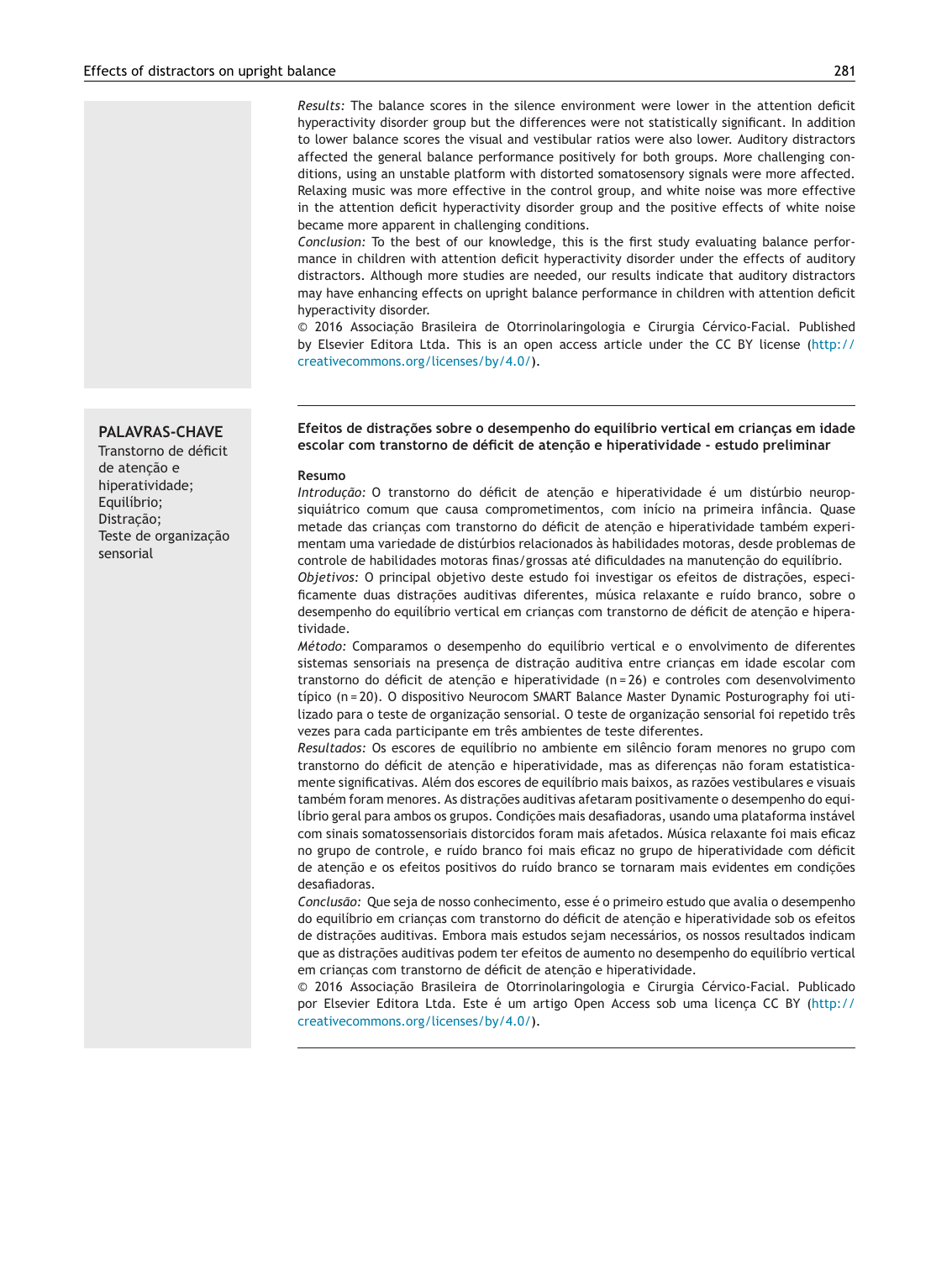*Results:* The balance scores in the silence environment were lower in the attention deficit hyperactivity disorder group but the differences were not statistically significant. In addition to lower balance scores the visual and vestibular ratios were also lower. Auditory distractors affected the general balance performance positively for both groups. More challenging conditions, using an unstable platform with distorted somatosensory signals were more affected. Relaxing music was more effective in the control group, and white noise was more effective in the attention deficit hyperactivity disorder group and the positive effects of white noise became more apparent in challenging conditions.

*Conclusion:* To the best of our knowledge, this is the first study evaluating balance performance in children with attention deficit hyperactivity disorder under the effects of auditory distractors. Although more studies are needed, our results indicate that auditory distractors may have enhancing effects on upright balance performance in children with attention deficit hyperactivity disorder.

© 2016 Associação Brasileira de Otorrinolaringologia e Cirurgia Cérvico-Facial. Published by Elsevier Editora Ltda. This is an open access article under the CC BY license (http://creativecommons.org/licenses/by/4.0/).

**PALAVRAS-CHAVE**

Transtorno de déficit de atenção e hiperatividade;
Equilíbrio;
Distração;
Teste de organização sensorial

## Efeitos de distrações sobre o desempenho do equilíbrio vertical em crianças em idade escolar com transtorno de déficit de atenção e hiperatividade - estudo preliminar

**Resumo**

*Introdução:* O transtorno do déficit de atenção e hiperatividade é um distúrbio neuropsiquiátrico comum que causa comprometimentos, com início na primeira infância. Quase metade das crianças com transtorno do déficit de atenção e hiperatividade também experimentam uma variedade de distúrbios relacionados às habilidades motoras, desde problemas de controle de habilidades motoras finas/grossas até dificuldades na manutenção do equilíbrio.

*Objetivos:* O principal objetivo deste estudo foi investigar os efeitos de distrações, especificamente duas distrações auditivas diferentes, música relaxante e ruído branco, sobre o desempenho do equilíbrio vertical em crianças com transtorno de déficit de atenção e hiperatividade.

*Método:* Comparamos o desempenho do equilíbrio vertical e o envolvimento de diferentes sistemas sensoriais na presença de distração auditiva entre crianças em idade escolar com transtorno do déficit de atenção e hiperatividade (n = 26) e controles com desenvolvimento típico (n = 20). O dispositivo Neurocom SMART Balance Master Dynamic Posturography foi utilizado para o teste de organização sensorial. O teste de organização sensorial foi repetido três vezes para cada participante em três ambientes de teste diferentes.

*Resultados:* Os escores de equilíbrio no ambiente em silêncio foram menores no grupo com transtorno do déficit de atenção e hiperatividade, mas as diferenças não foram estatisticamente significativas. Além dos escores de equilíbrio mais baixos, as razões vestibulares e visuais também foram menores. As distrações auditivas afetaram positivamente o desempenho do equilíbrio geral para ambos os grupos. Condições mais desafiadoras, usando uma plataforma instável com sinais somatossensoriais distorcidos foram mais afetados. Música relaxante foi mais eficaz no grupo de controle, e ruído branco foi mais eficaz no grupo de hiperatividade com déficit de atenção e os efeitos positivos do ruído branco se tornaram mais evidentes em condições desafiadoras.

*Conclusão:* Que seja de nosso conhecimento, esse é o primeiro estudo que avalia o desempenho do equilíbrio em crianças com transtorno do déficit de atenção e hiperatividade sob os efeitos de distrações auditivas. Embora mais estudos sejam necessários, os nossos resultados indicam que as distrações auditivas podem ter efeitos de aumento no desempenho do equilíbrio vertical em crianças com transtorno de déficit de atenção e hiperatividade.

© 2016 Associação Brasileira de Otorrinolaringologia e Cirurgia Cérvico-Facial. Publicado por Elsevier Editora Ltda. Este é um artigo Open Access sob uma licença CC BY (http://creativecommons.org/licenses/by/4.0/).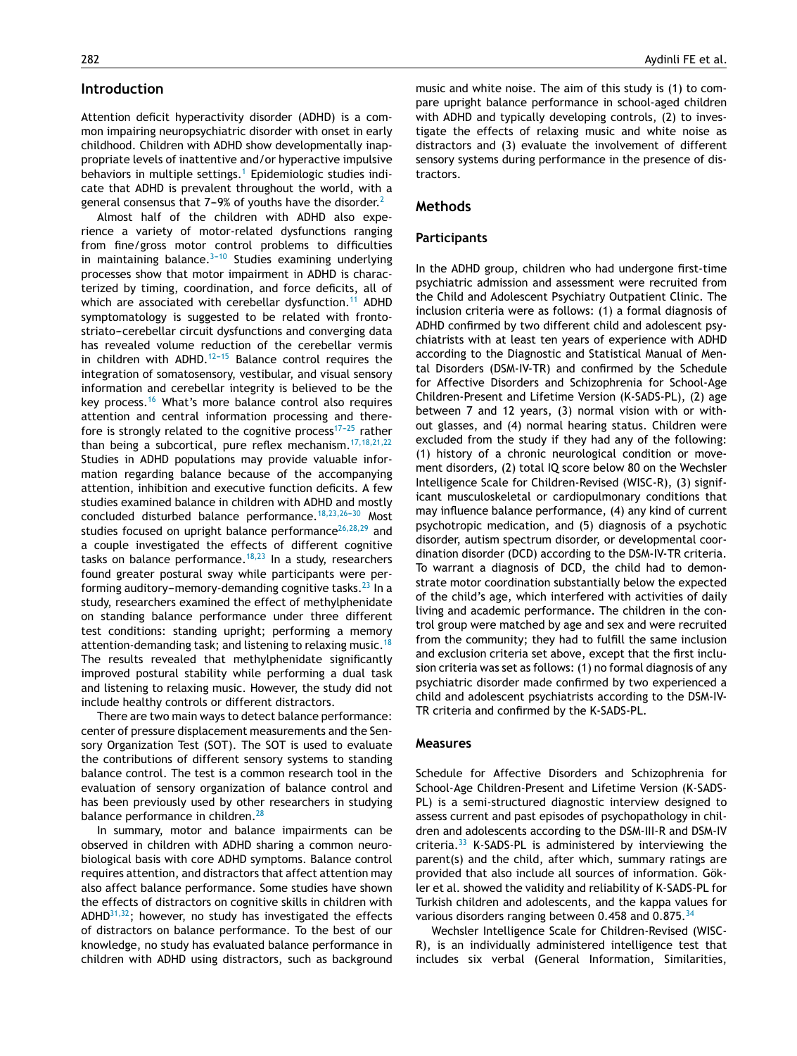## Introduction

Attention deficit hyperactivity disorder (ADHD) is a common impairing neuropsychiatric disorder with onset in early childhood. Children with ADHD show developmentally inappropriate levels of inattentive and/or hyperactive impulsive behaviors in multiple settings.[1] Epidemiologic studies indicate that ADHD is prevalent throughout the world, with a general consensus that 7−9% of youths have the disorder.[2]

Almost half of the children with ADHD also experience a variety of motor-related dysfunctions ranging from fine/gross motor control problems to difficulties in maintaining balance.[3−10] Studies examining underlying processes show that motor impairment in ADHD is characterized by timing, coordination, and force deficits, all of which are associated with cerebellar dysfunction.[11] ADHD symptomatology is suggested to be related with fronto-striato−cerebellar circuit dysfunctions and converging data has revealed volume reduction of the cerebellar vermis in children with ADHD.[12−15] Balance control requires the integration of somatosensory, vestibular, and visual sensory information and cerebellar integrity is believed to be the key process.[16] What's more balance control also requires attention and central information processing and therefore is strongly related to the cognitive process[17−25] rather than being a subcortical, pure reflex mechanism.[17,18,21,22] Studies in ADHD populations may provide valuable information regarding balance because of the accompanying attention, inhibition and executive function deficits. A few studies examined balance in children with ADHD and mostly concluded disturbed balance performance.[18,23,26−30] Most studies focused on upright balance performance[26,28,29] and a couple investigated the effects of different cognitive tasks on balance performance.[18,23] In a study, researchers found greater postural sway while participants were performing auditory−memory-demanding cognitive tasks.[23] In a study, researchers examined the effect of methylphenidate on standing balance performance under three different test conditions: standing upright; performing a memory attention-demanding task; and listening to relaxing music.[18] The results revealed that methylphenidate significantly improved postural stability while performing a dual task and listening to relaxing music. However, the study did not include healthy controls or different distractors.

There are two main ways to detect balance performance: center of pressure displacement measurements and the Sensory Organization Test (SOT). The SOT is used to evaluate the contributions of different sensory systems to standing balance control. The test is a common research tool in the evaluation of sensory organization of balance control and has been previously used by other researchers in studying balance performance in children.[28]

In summary, motor and balance impairments can be observed in children with ADHD sharing a common neurobiological basis with core ADHD symptoms. Balance control requires attention, and distractors that affect attention may also affect balance performance. Some studies have shown the effects of distractors on cognitive skills in children with ADHD[31,32]; however, no study has investigated the effects of distractors on balance performance. To the best of our knowledge, no study has evaluated balance performance in children with ADHD using distractors, such as background music and white noise. The aim of this study is (1) to compare upright balance performance in school-aged children with ADHD and typically developing controls, (2) to investigate the effects of relaxing music and white noise as distractors and (3) evaluate the involvement of different sensory systems during performance in the presence of distractors.

## Methods

### Participants

In the ADHD group, children who had undergone first-time psychiatric admission and assessment were recruited from the Child and Adolescent Psychiatry Outpatient Clinic. The inclusion criteria were as follows: (1) a formal diagnosis of ADHD confirmed by two different child and adolescent psychiatrists with at least ten years of experience with ADHD according to the Diagnostic and Statistical Manual of Mental Disorders (DSM-IV-TR) and confirmed by the Schedule for Affective Disorders and Schizophrenia for School-Age Children-Present and Lifetime Version (K-SADS-PL), (2) age between 7 and 12 years, (3) normal vision with or without glasses, and (4) normal hearing status. Children were excluded from the study if they had any of the following: (1) history of a chronic neurological condition or movement disorders, (2) total IQ score below 80 on the Wechsler Intelligence Scale for Children-Revised (WISC-R), (3) significant musculoskeletal or cardiopulmonary conditions that may influence balance performance, (4) any kind of current psychotropic medication, and (5) diagnosis of a psychotic disorder, autism spectrum disorder, or developmental coordination disorder (DCD) according to the DSM-IV-TR criteria. To warrant a diagnosis of DCD, the child had to demonstrate motor coordination substantially below the expected of the child's age, which interfered with activities of daily living and academic performance. The children in the control group were matched by age and sex and were recruited from the community; they had to fulfill the same inclusion and exclusion criteria set above, except that the first inclusion criteria was set as follows: (1) no formal diagnosis of any psychiatric disorder made confirmed by two experienced a child and adolescent psychiatrists according to the DSM-IV-TR criteria and confirmed by the K-SADS-PL.

### Measures

Schedule for Affective Disorders and Schizophrenia for School-Age Children-Present and Lifetime Version (K-SADS-PL) is a semi-structured diagnostic interview designed to assess current and past episodes of psychopathology in children and adolescents according to the DSM-III-R and DSM-IV criteria.[33] K-SADS-PL is administered by interviewing the parent(s) and the child, after which, summary ratings are provided that also include all sources of information. Gökler et al. showed the validity and reliability of K-SADS-PL for Turkish children and adolescents, and the kappa values for various disorders ranging between 0.458 and 0.875.[34]

Wechsler Intelligence Scale for Children-Revised (WISC-R), is an individually administered intelligence test that includes six verbal (General Information, Similarities,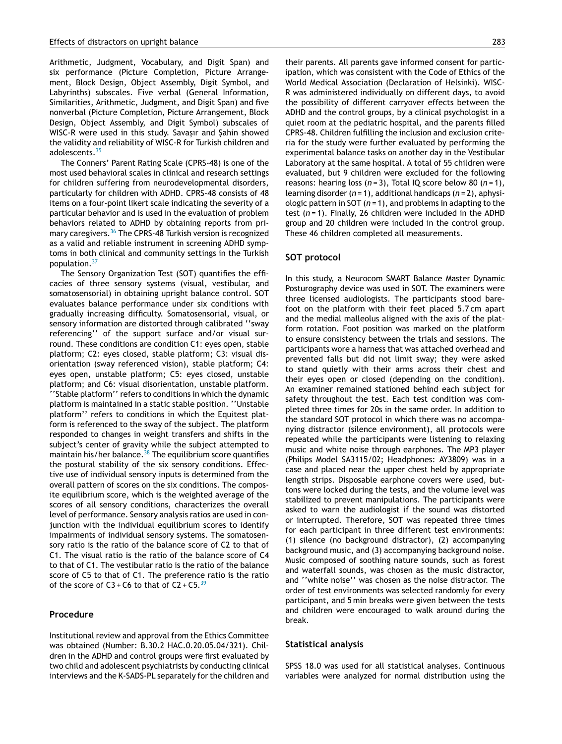Arithmetic, Judgment, Vocabulary, and Digit Span) and six performance (Picture Completion, Picture Arrangement, Block Design, Object Assembly, Digit Symbol, and Labyrinths) subscales. Five verbal (General Information, Similarities, Arithmetic, Judgment, and Digit Span) and five nonverbal (Picture Completion, Picture Arrangement, Block Design, Object Assembly, and Digit Symbol) subscales of WISC-R were used in this study. Savaşır and Şahin showed the validity and reliability of WISC-R for Turkish children and adolescents.[35]

The Conners' Parent Rating Scale (CPRS-48) is one of the most used behavioral scales in clinical and research settings for children suffering from neurodevelopmental disorders, particularly for children with ADHD. CPRS-48 consists of 48 items on a four-point likert scale indicating the severity of a particular behavior and is used in the evaluation of problem behaviors related to ADHD by obtaining reports from primary caregivers.[36] The CPRS-48 Turkish version is recognized as a valid and reliable instrument in screening ADHD symptoms in both clinical and community settings in the Turkish population.[37]

The Sensory Organization Test (SOT) quantifies the efficacies of three sensory systems (visual, vestibular, and somatosensorial) in obtaining upright balance control. SOT evaluates balance performance under six conditions with gradually increasing difficulty. Somatosensorial, visual, or sensory information are distorted through calibrated ''sway referencing'' of the support surface and/or visual surround. These conditions are condition C1: eyes open, stable platform; C2: eyes closed, stable platform; C3: visual disorientation (sway referenced vision), stable platform; C4: eyes open, unstable platform; C5: eyes closed, unstable platform; and C6: visual disorientation, unstable platform. ''Stable platform'' refers to conditions in which the dynamic platform is maintained in a static stable position. ''Unstable platform'' refers to conditions in which the Equitest platform is referenced to the sway of the subject. The platform responded to changes in weight transfers and shifts in the subject's center of gravity while the subject attempted to maintain his/her balance.[38] The equilibrium score quantifies the postural stability of the six sensory conditions. Effective use of individual sensory inputs is determined from the overall pattern of scores on the six conditions. The composite equilibrium score, which is the weighted average of the scores of all sensory conditions, characterizes the overall level of performance. Sensory analysis ratios are used in conjunction with the individual equilibrium scores to identify impairments of individual sensory systems. The somatosensory ratio is the ratio of the balance score of C2 to that of C1. The visual ratio is the ratio of the balance score of C4 to that of C1. The vestibular ratio is the ratio of the balance score of C5 to that of C1. The preference ratio is the ratio of the score of C3 + C6 to that of C2 + C5.[39]

## Procedure

Institutional review and approval from the Ethics Committee was obtained (Number: B.30.2 HAC.0.20.05.04/321). Children in the ADHD and control groups were first evaluated by two child and adolescent psychiatrists by conducting clinical interviews and the K-SADS-PL separately for the children and their parents. All parents gave informed consent for participation, which was consistent with the Code of Ethics of the World Medical Association (Declaration of Helsinki). WISC-R was administered individually on different days, to avoid the possibility of different carryover effects between the ADHD and the control groups, by a clinical psychologist in a quiet room at the pediatric hospital, and the parents filled CPRS-48. Children fulfilling the inclusion and exclusion criteria for the study were further evaluated by performing the experimental balance tasks on another day in the Vestibular Laboratory at the same hospital. A total of 55 children were evaluated, but 9 children were excluded for the following reasons: hearing loss ($n$ = 3), Total IQ score below 80 ($n$ = 1), learning disorder ($n$ = 1), additional handicaps ($n$ = 2), aphysiologic pattern in SOT ($n$ = 1), and problems in adapting to the test ($n$ = 1). Finally, 26 children were included in the ADHD group and 20 children were included in the control group. These 46 children completed all measurements.

## SOT protocol

In this study, a Neurocom SMART Balance Master Dynamic Posturography device was used in SOT. The examiners were three licensed audiologists. The participants stood barefoot on the platform with their feet placed 5.7 cm apart and the medial malleolus aligned with the axis of the platform rotation. Foot position was marked on the platform to ensure consistency between the trials and sessions. The participants wore a harness that was attached overhead and prevented falls but did not limit sway; they were asked to stand quietly with their arms across their chest and their eyes open or closed (depending on the condition). An examiner remained stationed behind each subject for safety throughout the test. Each test condition was completed three times for 20s in the same order. In addition to the standard SOT protocol in which there was no accompanying distractor (silence environment), all protocols were repeated while the participants were listening to relaxing music and white noise through earphones. The MP3 player (Philips Model SA3115/02; Headphones: AY3809) was in a case and placed near the upper chest held by appropriate length strips. Disposable earphone covers were used, buttons were locked during the tests, and the volume level was stabilized to prevent manipulations. The participants were asked to warn the audiologist if the sound was distorted or interrupted. Therefore, SOT was repeated three times for each participant in three different test environments: (1) silence (no background distractor), (2) accompanying background music, and (3) accompanying background noise. Music composed of soothing nature sounds, such as forest and waterfall sounds, was chosen as the music distractor, and ''white noise'' was chosen as the noise distractor. The order of test environments was selected randomly for every participant, and 5 min breaks were given between the tests and children were encouraged to walk around during the break.

## Statistical analysis

SPSS 18.0 was used for all statistical analyses. Continuous variables were analyzed for normal distribution using the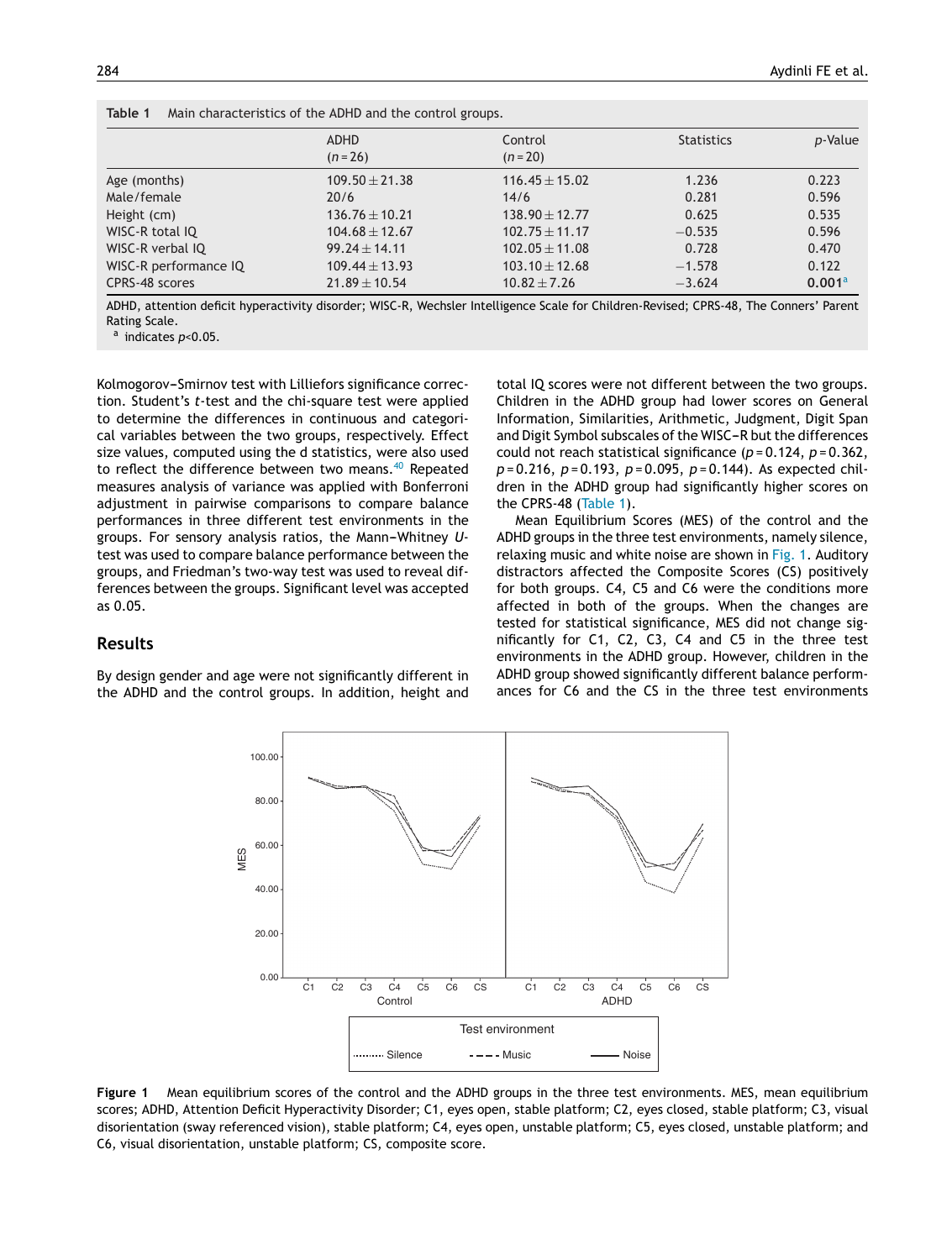**Table 1** Main characteristics of the ADHD and the control groups.

| | ADHD (n = 26) | Control (n = 20) | Statistics | p-Value |
|---|---|---|---|---|
| Age (months) | 109.50 ± 21.38 | 116.45 ± 15.02 | 1.236 | 0.223 |
| Male/female | 20/6 | 14/6 | 0.281 | 0.596 |
| Height (cm) | 136.76 ± 10.21 | 138.90 ± 12.77 | 0.625 | 0.535 |
| WISC-R total IQ | 104.68 ± 12.67 | 102.75 ± 11.17 | −0.535 | 0.596 |
| WISC-R verbal IQ | 99.24 ± 14.11 | 102.05 ± 11.08 | 0.728 | 0.470 |
| WISC-R performance IQ | 109.44 ± 13.93 | 103.10 ± 12.68 | −1.578 | 0.122 |
| CPRS-48 scores | 21.89 ± 10.54 | 10.82 ± 7.26 | −3.624 | **0.001**[a] |

ADHD, attention deficit hyperactivity disorder; WISC-R, Wechsler Intelligence Scale for Children-Revised; CPRS-48, The Conners' Parent Rating Scale.
[a] indicates $p<0.05$.

Kolmogorov–Smirnov test with Lilliefors significance correction. Student's *t*-test and the chi-square test were applied to determine the differences in continuous and categorical variables between the two groups, respectively. Effect size values, computed using the d statistics, were also used to reflect the difference between two means.[40] Repeated measures analysis of variance was applied with Bonferroni adjustment in pairwise comparisons to compare balance performances in three different test environments in the groups. For sensory analysis ratios, the Mann–Whitney *U*-test was used to compare balance performance between the groups, and Friedman's two-way test was used to reveal differences between the groups. Significant level was accepted as 0.05.

## Results

By design gender and age were not significantly different in the ADHD and the control groups. In addition, height and total IQ scores were not different between the two groups. Children in the ADHD group had lower scores on General Information, Similarities, Arithmetic, Judgment, Digit Span and Digit Symbol subscales of the WISC–R but the differences could not reach statistical significance ($p = 0.124$, $p = 0.362$, $p = 0.216$, $p = 0.193$, $p = 0.095$, $p = 0.144$). As expected children in the ADHD group had significantly higher scores on the CPRS-48 (Table 1).

Mean Equilibrium Scores (MES) of the control and the ADHD groups in the three test environments, namely silence, relaxing music and white noise are shown in Fig. 1. Auditory distractors affected the Composite Scores (CS) positively for both groups. C4, C5 and C6 were the conditions more affected in both of the groups. When the changes are tested for statistical significance, MES did not change significantly for C1, C2, C3, C4 and C5 in the three test environments in the ADHD group. However, children in the ADHD group showed significantly different balance performances for C6 and the CS in the three test environments

**Figure 1** Mean equilibrium scores of the control and the ADHD groups in the three test environments. MES, mean equilibrium scores; ADHD, Attention Deficit Hyperactivity Disorder; C1, eyes open, stable platform; C2, eyes closed, stable platform; C3, visual disorientation (sway referenced vision), stable platform; C4, eyes open, unstable platform; C5, eyes closed, unstable platform; and C6, visual disorientation, unstable platform; CS, composite score.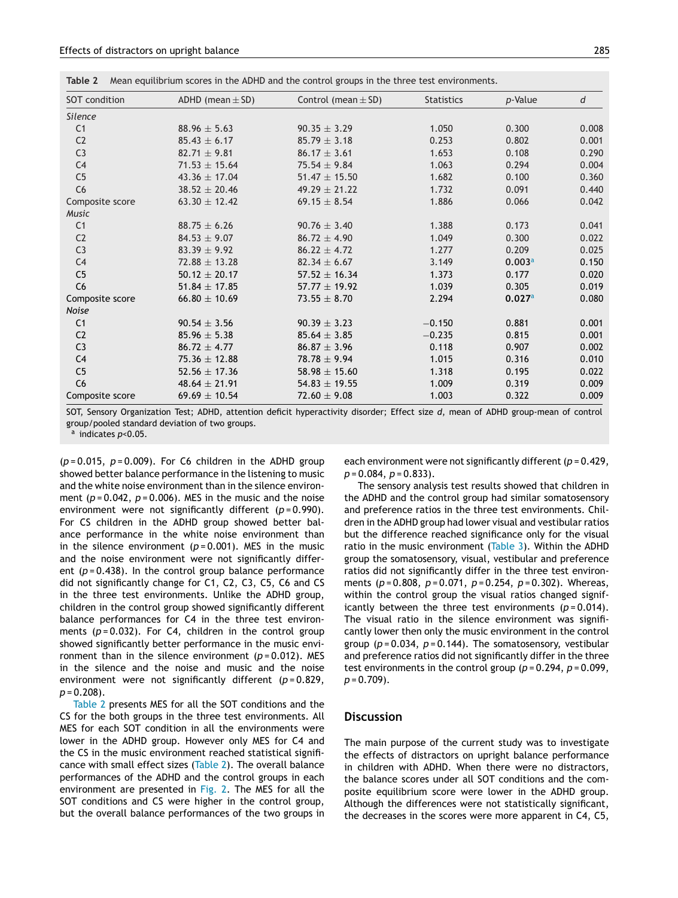**Table 2** Mean equilibrium scores in the ADHD and the control groups in the three test environments.

| SOT condition | ADHD (mean ± SD) | Control (mean ± SD) | Statistics | *p*-Value | *d* |
|---|---|---|---|---|---|
| *Silence* | | | | | |
| C1 | 88.96 ± 5.63 | 90.35 ± 3.29 | 1.050 | 0.300 | 0.008 |
| C2 | 85.43 ± 6.17 | 85.79 ± 3.18 | 0.253 | 0.802 | 0.001 |
| C3 | 82.71 ± 9.81 | 86.17 ± 3.61 | 1.653 | 0.108 | 0.290 |
| C4 | 71.53 ± 15.64 | 75.54 ± 9.84 | 1.063 | 0.294 | 0.004 |
| C5 | 43.36 ± 17.04 | 51.47 ± 15.50 | 1.682 | 0.100 | 0.360 |
| C6 | 38.52 ± 20.46 | 49.29 ± 21.22 | 1.732 | 0.091 | 0.440 |
| Composite score | 63.30 ± 12.42 | 69.15 ± 8.54 | 1.886 | 0.066 | 0.042 |
| *Music* | | | | | |
| C1 | 88.75 ± 6.26 | 90.76 ± 3.40 | 1.388 | 0.173 | 0.041 |
| C2 | 84.53 ± 9.07 | 86.72 ± 4.90 | 1.049 | 0.300 | 0.022 |
| C3 | 83.39 ± 9.92 | 86.22 ± 4.72 | 1.277 | 0.209 | 0.025 |
| C4 | 72.88 ± 13.28 | 82.34 ± 6.67 | 3.149 | **0.003**[a] | 0.150 |
| C5 | 50.12 ± 20.17 | 57.52 ± 16.34 | 1.373 | 0.177 | 0.020 |
| C6 | 51.84 ± 17.85 | 57.77 ± 19.92 | 1.039 | 0.305 | 0.019 |
| Composite score | 66.80 ± 10.69 | 73.55 ± 8.70 | 2.294 | **0.027**[a] | 0.080 |
| *Noise* | | | | | |
| C1 | 90.54 ± 3.56 | 90.39 ± 3.23 | −0.150 | 0.881 | 0.001 |
| C2 | 85.96 ± 5.38 | 85.64 ± 3.85 | −0.235 | 0.815 | 0.001 |
| C3 | 86.72 ± 4.77 | 86.87 ± 3.96 | 0.118 | 0.907 | 0.002 |
| C4 | 75.36 ± 12.88 | 78.78 ± 9.94 | 1.015 | 0.316 | 0.010 |
| C5 | 52.56 ± 17.36 | 58.98 ± 15.60 | 1.318 | 0.195 | 0.022 |
| C6 | 48.64 ± 21.91 | 54.83 ± 19.55 | 1.009 | 0.319 | 0.009 |
| Composite score | 69.69 ± 10.54 | 72.60 ± 9.08 | 1.003 | 0.322 | 0.009 |

SOT, Sensory Organization Test; ADHD, attention deficit hyperactivity disorder; Effect size *d*, mean of ADHD group-mean of control group/pooled standard deviation of two groups.
[a] indicates $p<0.05$.

($p = 0.015$, $p = 0.009$). For C6 children in the ADHD group showed better balance performance in the listening to music and the white noise environment than in the silence environment ($p = 0.042$, $p = 0.006$). MES in the music and the noise environment were not significantly different ($p = 0.990$). For CS children in the ADHD group showed better balance performance in the white noise environment than in the silence environment ($p = 0.001$). MES in the music and the noise environment were not significantly different ($p = 0.438$). In the control group balance performance did not significantly change for C1, C2, C3, C5, C6 and CS in the three test environments. Unlike the ADHD group, children in the control group showed significantly different balance performances for C4 in the three test environments ($p = 0.032$). For C4, children in the control group showed significantly better performance in the music environment than in the silence environment ($p = 0.012$). MES in the silence and the noise and music and the noise environment were not significantly different ($p = 0.829$, $p = 0.208$).

Table 2 presents MES for all the SOT conditions and the CS for the both groups in the three test environments. All MES for each SOT condition in all the environments were lower in the ADHD group. However only MES for C4 and the CS in the music environment reached statistical significance with small effect sizes (Table 2). The overall balance performances of the ADHD and the control groups in each environment are presented in Fig. 2. The MES for all the SOT conditions and CS were higher in the control group, but the overall balance performances of the two groups in each environment were not significantly different ($p = 0.429$, $p = 0.084$, $p = 0.833$).

The sensory analysis test results showed that children in the ADHD and the control group had similar somatosensory and preference ratios in the three test environments. Children in the ADHD group had lower visual and vestibular ratios but the difference reached significance only for the visual ratio in the music environment (Table 3). Within the ADHD group the somatosensory, visual, vestibular and preference ratios did not significantly differ in the three test environments ($p = 0.808$, $p = 0.071$, $p = 0.254$, $p = 0.302$). Whereas, within the control group the visual ratios changed significantly between the three test environments ($p = 0.014$). The visual ratio in the silence environment was significantly lower then only the music environment in the control group ($p = 0.034$, $p = 0.144$). The somatosensory, vestibular and preference ratios did not significantly differ in the three test environments in the control group ($p = 0.294$, $p = 0.099$, $p = 0.709$).

## Discussion

The main purpose of the current study was to investigate the effects of distractors on upright balance performance in children with ADHD. When there were no distractors, the balance scores under all SOT conditions and the composite equilibrium score were lower in the ADHD group. Although the differences were not statistically significant, the decreases in the scores were more apparent in C4, C5,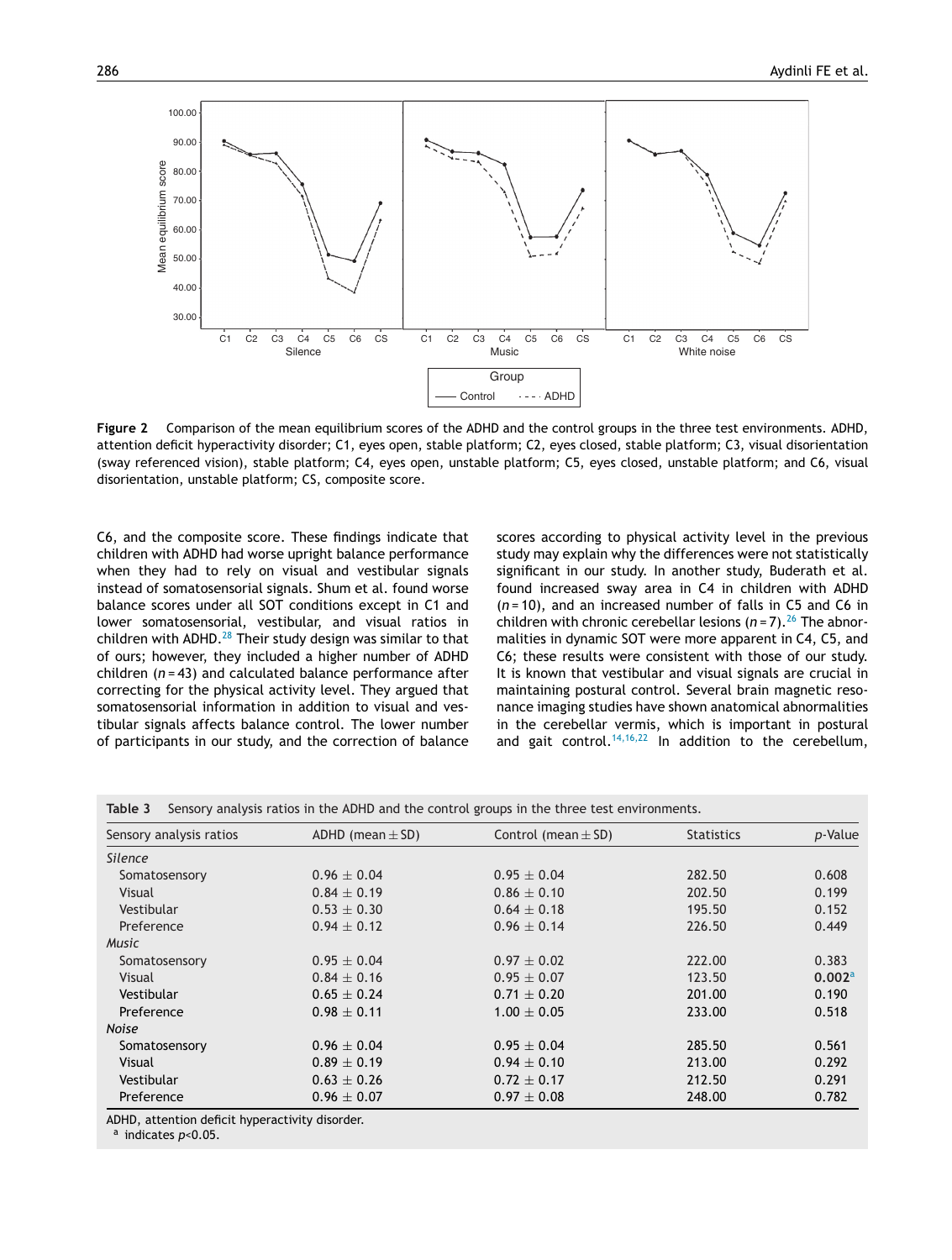**Figure 2** Comparison of the mean equilibrium scores of the ADHD and the control groups in the three test environments. ADHD, attention deficit hyperactivity disorder; C1, eyes open, stable platform; C2, eyes closed, stable platform; C3, visual disorientation (sway referenced vision), stable platform; C4, eyes open, unstable platform; C5, eyes closed, unstable platform; and C6, visual disorientation, unstable platform; CS, composite score.

C6, and the composite score. These findings indicate that children with ADHD had worse upright balance performance when they had to rely on visual and vestibular signals instead of somatosensorial signals. Shum et al. found worse balance scores under all SOT conditions except in C1 and lower somatosensorial, vestibular, and visual ratios in children with ADHD.[28] Their study design was similar to that of ours; however, they included a higher number of ADHD children ($n = 43$) and calculated balance performance after correcting for the physical activity level. They argued that somatosensorial information in addition to visual and vestibular signals affects balance control. The lower number of participants in our study, and the correction of balance scores according to physical activity level in the previous study may explain why the differences were not statistically significant in our study. In another study, Buderath et al. found increased sway area in C4 in children with ADHD ($n = 10$), and an increased number of falls in C5 and C6 in children with chronic cerebellar lesions ($n = 7$).[26] The abnormalities in dynamic SOT were more apparent in C4, C5, and C6; these results were consistent with those of our study. It is known that vestibular and visual signals are crucial in maintaining postural control. Several brain magnetic resonance imaging studies have shown anatomical abnormalities in the cerebellar vermis, which is important in postural and gait control.[14,16,22] In addition to the cerebellum,

**Table 3** Sensory analysis ratios in the ADHD and the control groups in the three test environments.

| Sensory analysis ratios | ADHD (mean ± SD) | Control (mean ± SD) | Statistics | *p*-Value |
|---|---|---|---|---|
| *Silence* | | | | |
| Somatosensory | 0.96 ± 0.04 | 0.95 ± 0.04 | 282.50 | 0.608 |
| Visual | 0.84 ± 0.19 | 0.86 ± 0.10 | 202.50 | 0.199 |
| Vestibular | 0.53 ± 0.30 | 0.64 ± 0.18 | 195.50 | 0.152 |
| Preference | 0.94 ± 0.12 | 0.96 ± 0.14 | 226.50 | 0.449 |
| *Music* | | | | |
| Somatosensory | 0.95 ± 0.04 | 0.97 ± 0.02 | 222.00 | 0.383 |
| Visual | 0.84 ± 0.16 | 0.95 ± 0.07 | 123.50 | **0.002**[a] |
| Vestibular | 0.65 ± 0.24 | 0.71 ± 0.20 | 201.00 | 0.190 |
| Preference | 0.98 ± 0.11 | 1.00 ± 0.05 | 233.00 | 0.518 |
| *Noise* | | | | |
| Somatosensory | 0.96 ± 0.04 | 0.95 ± 0.04 | 285.50 | 0.561 |
| Visual | 0.89 ± 0.19 | 0.94 ± 0.10 | 213.00 | 0.292 |
| Vestibular | 0.63 ± 0.26 | 0.72 ± 0.17 | 212.50 | 0.291 |
| Preference | 0.96 ± 0.07 | 0.97 ± 0.08 | 248.00 | 0.782 |

ADHD, attention deficit hyperactivity disorder.
[a] indicates $p<0.05$.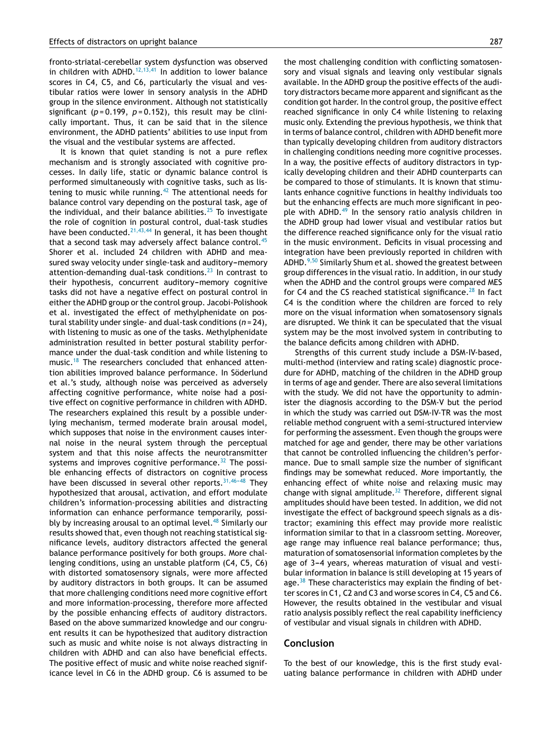fronto-striatal-cerebellar system dysfunction was observed in children with ADHD.[12,13,41] In addition to lower balance scores in C4, C5, and C6, particularly the visual and vestibular ratios were lower in sensory analysis in the ADHD group in the silence environment. Although not statistically significant ($p = 0.199$, $p = 0.152$), this result may be clinically important. Thus, it can be said that in the silence environment, the ADHD patients' abilities to use input from the visual and the vestibular systems are affected.

It is known that quiet standing is not a pure reflex mechanism and is strongly associated with cognitive processes. In daily life, static or dynamic balance control is performed simultaneously with cognitive tasks, such as listening to music while running.[42] The attentional needs for balance control vary depending on the postural task, age of the individual, and their balance abilities.[25] To investigate the role of cognition in postural control, dual-task studies have been conducted.[21,43,44] In general, it has been thought that a second task may adversely affect balance control.[45] Shorer et al. included 24 children with ADHD and measured sway velocity under single-task and auditory–memory attention-demanding dual-task conditions.[23] In contrast to their hypothesis, concurrent auditory–memory cognitive tasks did not have a negative effect on postural control in either the ADHD group or the control group. Jacobi-Polishook et al. investigated the effect of methylphenidate on postural stability under single- and dual-task conditions ($n = 24$), with listening to music as one of the tasks. Methylphenidate administration resulted in better postural stability performance under the dual-task condition and while listening to music.[18] The researchers concluded that enhanced attention abilities improved balance performance. In Söderlund et al.'s study, although noise was perceived as adversely affecting cognitive performance, white noise had a positive effect on cognitive performance in children with ADHD. The researchers explained this result by a possible underlying mechanism, termed moderate brain arousal model, which supposes that noise in the environment causes internal noise in the neural system through the perceptual system and that this noise affects the neurotransmitter systems and improves cognitive performance.[32] The possible enhancing effects of distractors on cognitive process have been discussed in several other reports.[31,46–48] They hypothesized that arousal, activation, and effort modulate children's information-processing abilities and distracting information can enhance performance temporarily, possibly by increasing arousal to an optimal level.[48] Similarly our results showed that, even though not reaching statistical significance levels, auditory distractors affected the general balance performance positively for both groups. More challenging conditions, using an unstable platform (C4, C5, C6) with distorted somatosensory signals, were more affected by auditory distractors in both groups. It can be assumed that more challenging conditions need more cognitive effort and more information-processing, therefore more affected by the possible enhancing effects of auditory distractors. Based on the above summarized knowledge and our congruent results it can be hypothesized that auditory distraction such as music and white noise is not always distracting in children with ADHD and can also have beneficial effects. The positive effect of music and white noise reached significance level in C6 in the ADHD group. C6 is assumed to be the most challenging condition with conflicting somatosensory and visual signals and leaving only vestibular signals available. In the ADHD group the positive effects of the auditory distractors became more apparent and significant as the condition got harder. In the control group, the positive effect reached significance in only C4 while listening to relaxing music only. Extending the previous hypothesis, we think that in terms of balance control, children with ADHD benefit more than typically developing children from auditory distractors in challenging conditions needing more cognitive processes. In a way, the positive effects of auditory distractors in typically developing children and their ADHD counterparts can be compared to those of stimulants. It is known that stimulants enhance cognitive functions in healthy individuals too but the enhancing effects are much more significant in people with ADHD.[49] In the sensory ratio analysis children in the ADHD group had lower visual and vestibular ratios but the difference reached significance only for the visual ratio in the music environment. Deficits in visual processing and integration have been previously reported in children with ADHD.[9,50] Similarly Shum et al. showed the greatest between group differences in the visual ratio. In addition, in our study when the ADHD and the control groups were compared MES for C4 and the CS reached statistical significance.[28] In fact C4 is the condition where the children are forced to rely more on the visual information when somatosensory signals are disrupted. We think it can be speculated that the visual system may be the most involved system in contributing to the balance deficits among children with ADHD.

Strengths of this current study include a DSM-IV-based, multi-method (interview and rating scale) diagnostic procedure for ADHD, matching of the children in the ADHD group in terms of age and gender. There are also several limitations with the study. We did not have the opportunity to administer the diagnosis according to the DSM-V but the period in which the study was carried out DSM-IV-TR was the most reliable method congruent with a semi-structured interview for performing the assessment. Even though the groups were matched for age and gender, there may be other variations that cannot be controlled influencing the children's performance. Due to small sample size the number of significant findings may be somewhat reduced. More importantly, the enhancing effect of white noise and relaxing music may change with signal amplitude.[32] Therefore, different signal amplitudes should have been tested. In addition, we did not investigate the effect of background speech signals as a distractor; examining this effect may provide more realistic information similar to that in a classroom setting. Moreover, age range may influence real balance performance; thus, maturation of somatosensorial information completes by the age of 3–4 years, whereas maturation of visual and vestibular information in balance is still developing at 15 years of age.[38] These characteristics may explain the finding of better scores in C1, C2 and C3 and worse scores in C4, C5 and C6. However, the results obtained in the vestibular and visual ratio analysis possibly reflect the real capability inefficiency of vestibular and visual signals in children with ADHD.

## Conclusion

To the best of our knowledge, this is the first study evaluating balance performance in children with ADHD under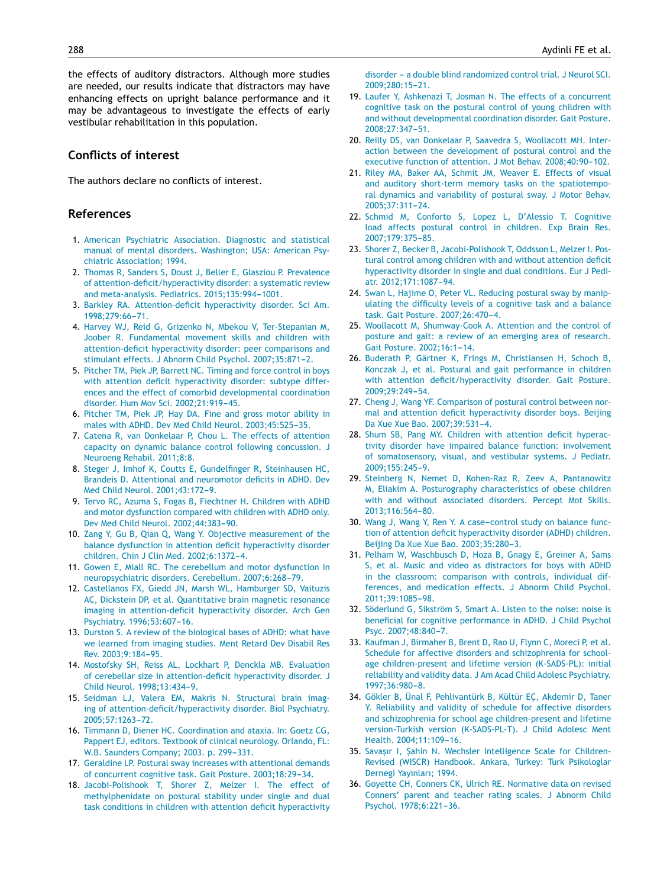the effects of auditory distractors. Although more studies are needed, our results indicate that distractors may have enhancing effects on upright balance performance and it may be advantageous to investigate the effects of early vestibular rehabilitation in this population.

## Conflicts of interest

The authors declare no conflicts of interest.

## References

1. American Psychiatric Association. Diagnostic and statistical manual of mental disorders. Washington; USA: American Psychiatric Association; 1994.
2. Thomas R, Sanders S, Doust J, Beller E, Glasziou P. Prevalence of attention-deficit/hyperactivity disorder: a systematic review and meta-analysis. Pediatrics. 2015;135:994–1001.
3. Barkley RA. Attention-deficit hyperactivity disorder. Sci Am. 1998;279:66–71.
4. Harvey WJ, Reid G, Grizenko N, Mbekou V, Ter-Stepanian M, Joober R. Fundamental movement skills and children with attention-deficit hyperactivity disorder: peer comparisons and stimulant effects. J Abnorm Child Psychol. 2007;35:871–2.
5. Pitcher TM, Piek JP, Barrett NC. Timing and force control in boys with attention deficit hyperactivity disorder: subtype differences and the effect of comorbid developmental coordination disorder. Hum Mov Sci. 2002;21:919–45.
6. Pitcher TM, Piek JP, Hay DA. Fine and gross motor ability in males with ADHD. Dev Med Child Neurol. 2003;45:525–35.
7. Catena R, van Donkelaar P, Chou L. The effects of attention capacity on dynamic balance control following concussion. J Neuroeng Rehabil. 2011;8:8.
8. Steger J, Imhof K, Coutts E, Gundelfinger R, Steinhausen HC, Brandeis D. Attentional and neuromotor deficits in ADHD. Dev Med Child Neurol. 2001;43:172–9.
9. Tervo RC, Azuma S, Fogas B, Fiechtner H. Children with ADHD and motor dysfunction compared with children with ADHD only. Dev Med Child Neurol. 2002;44:383–90.
10. Zang Y, Gu B, Qian Q, Wang Y. Objective measurement of the balance dysfunction in attention deficit hyperactivity disorder children. Chin J Clin Med. 2002;6:1372–4.
11. Gowen E, Miall RC. The cerebellum and motor dysfunction in neuropsychiatric disorders. Cerebellum. 2007;6:268–79.
12. Castellanos FX, Giedd JN, Marsh WL, Hamburger SD, Vaituzis AC, Dickstein DP, et al. Quantitative brain magnetic resonance imaging in attention-deficit hyperactivity disorder. Arch Gen Psychiatry. 1996;53:607–16.
13. Durston S. A review of the biological bases of ADHD: what have we learned from imaging studies. Ment Retard Dev Disabil Res Rev. 2003;9:184–95.
14. Mostofsky SH, Reiss AL, Lockhart P, Denckla MB. Evaluation of cerebellar size in attention-deficit hyperactivity disorder. J Child Neurol. 1998;13:434–9.
15. Seidman LJ, Valera EM, Makris N. Structural brain imaging of attention-deficit/hyperactivity disorder. Biol Psychiatry. 2005;57:1263–72.
16. Timmann D, Diener HC. Coordination and ataxia. In: Goetz CG, Pappert EJ, editors. Textbook of clinical neurology. Orlando, FL: W.B. Saunders Company; 2003. p. 299–331.
17. Geraldine LP. Postural sway increases with attentional demands of concurrent cognitive task. Gait Posture. 2003;18:29–34.
18. Jacobi-Polishook T, Shorer Z, Melzer I. The effect of methylphenidate on postural stability under single and dual task conditions in children with attention deficit hyperactivity disorder – a double blind randomized control trial. J Neurol SCI. 2009;280:15–21.
19. Laufer Y, Ashkenazi T, Josman N. The effects of a concurrent cognitive task on the postural control of young children with and without developmental coordination disorder. Gait Posture. 2008;27:347–51.
20. Reilly DS, van Donkelaar P, Saavedra S, Woollacott MH. Interaction between the development of postural control and the executive function of attention. J Mot Behav. 2008;40:90–102.
21. Riley MA, Baker AA, Schmit JM, Weaver E. Effects of visual and auditory short-term memory tasks on the spatiotemporal dynamics and variability of postural sway. J Motor Behav. 2005;37:311–24.
22. Schmid M, Conforto S, Lopez L, D'Alessio T. Cognitive load affects postural control in children. Exp Brain Res. 2007;179:375–85.
23. Shorer Z, Becker B, Jacobi-Polishook T, Oddsson L, Melzer I. Postural control among children with and without attention deficit hyperactivity disorder in single and dual conditions. Eur J Pediatr. 2012;171:1087–94.
24. Swan L, Hajime O, Peter VL. Reducing postural sway by manipulating the difficulty levels of a cognitive task and a balance task. Gait Posture. 2007;26:470–4.
25. Woollacott M, Shumway-Cook A. Attention and the control of posture and gait: a review of an emerging area of research. Gait Posture. 2002;16:1–14.
26. Buderath P, Gärtner K, Frings M, Christiansen H, Schoch B, Konczak J, et al. Postural and gait performance in children with attention deficit/hyperactivity disorder. Gait Posture. 2009;29:249–54.
27. Cheng J, Wang YF. Comparison of postural control between normal and attention deficit hyperactivity disorder boys. Beijing Da Xue Xue Bao. 2007;39:531–4.
28. Shum SB, Pang MY. Children with attention deficit hyperactivity disorder have impaired balance function: involvement of somatosensory, visual, and vestibular systems. J Pediatr. 2009;155:245–9.
29. Steinberg N, Nemet D, Kohen-Raz R, Zeev A, Pantanowitz M, Eliakim A. Posturography characteristics of obese children with and without associated disorders. Percept Mot Skills. 2013;116:564–80.
30. Wang J, Wang Y, Ren Y. A case–control study on balance function of attention deficit hyperactivity disorder (ADHD) children. Beijing Da Xue Xue Bao. 2003;35:280–3.
31. Pelham W, Waschbusch D, Hoza B, Gnagy E, Greiner A, Sams S, et al. Music and video as distractors for boys with ADHD in the classroom: comparison with controls, individual differences, and medication effects. J Abnorm Child Psychol. 2011;39:1085–98.
32. Söderlund G, Sikström S, Smart A. Listen to the noise: noise is beneficial for cognitive performance in ADHD. J Child Psychol Psyc. 2007;48:840–7.
33. Kaufman J, Birmaher B, Brent D, Rao U, Flynn C, Moreci P, et al. Schedule for affective disorders and schizophrenia for school-age children-present and lifetime version (K-SADS-PL): initial reliability and validity data. J Am Acad Child Adolesc Psychiatry. 1997;36:980–8.
34. Gökler B, Ünal F, Pehlivantürk B, Kültür EÇ, Akdemir D, Taner Y. Reliability and validity of schedule for affective disorders and schizophrenia for school age children-present and lifetime version-Turkish version (K-SADS-PL-T). J Child Adolesc Ment Health. 2004;11:109–16.
35. Savaşır I, Şahin N. Wechsler Intelligence Scale for Children-Revised (WISCR) Handbook. Ankara, Turkey: Turk Psikologlar Dernegi Yayınları; 1994.
36. Goyette CH, Conners CK, Ulrich RE. Normative data on revised Conners' parent and teacher rating scales. J Abnorm Child Psychol. 1978;6:221–36.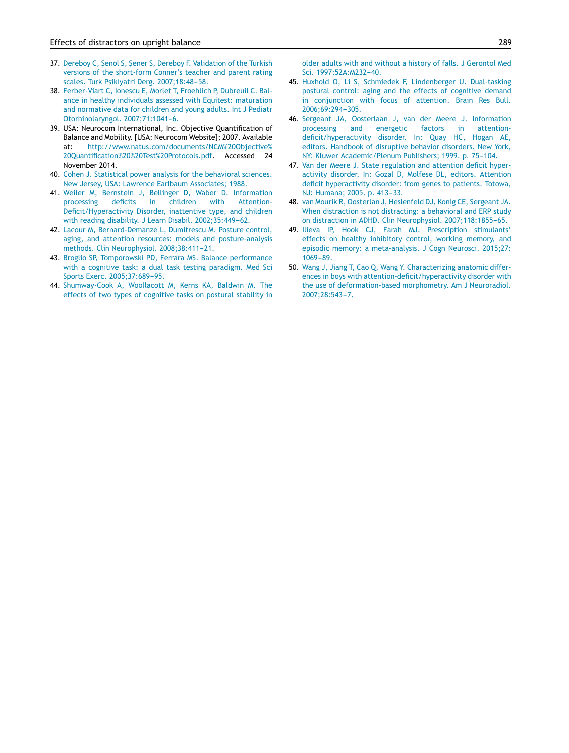37. Dereboy C, Şenol S, Şener S, Dereboy F. Validation of the Turkish versions of the short-form Conner's teacher and parent rating scales. Turk Psikiyatri Derg. 2007;18:48–58.
38. Ferber-Viart C, Ionescu E, Morlet T, Froehlich P, Dubreuil C. Balance in healthy individuals assessed with Equitest: maturation and normative data for children and young adults. Int J Pediatr Otorhinolaryngol. 2007;71:1041–6.
39. USA: Neurocom International, Inc. Objective Quantification of Balance and Mobility. [USA: Neurocom Website]; 2007. Available at: http://www.natus.com/documents/NCM%20Objective%20Quantification%20%20Test%20Protocols.pdf. Accessed 24 November 2014.
40. Cohen J. Statistical power analysis for the behavioral sciences. New Jersey, USA: Lawrence Earlbaum Associates; 1988.
41. Weiler M, Bernstein J, Bellinger D, Waber D. Information processing deficits in children with Attention-Deficit/Hyperactivity Disorder, inattentive type, and children with reading disability. J Learn Disabil. 2002;35:449–62.
42. Lacour M, Bernard-Demanze L, Dumitrescu M. Posture control, aging, and attention resources: models and posture-analysis methods. Clin Neurophysiol. 2008;38:411–21.
43. Broglio SP, Tomporowski PD, Ferrara MS. Balance performance with a cognitive task: a dual task testing paradigm. Med Sci Sports Exerc. 2005;37:689–95.
44. Shumway-Cook A, Woollacott M, Kerns KA, Baldwin M. The effects of two types of cognitive tasks on postural stability in older adults with and without a history of falls. J Gerontol Med Sci. 1997;52A:M232–40.
45. Huxhold O, Li S, Schmiedek F, Lindenberger U. Dual-tasking postural control: aging and the effects of cognitive demand in conjunction with focus of attention. Brain Res Bull. 2006;69:294–305.
46. Sergeant JA, Oosterlaan J, van der Meere J. Information processing and energetic factors in attention-deficit/hyperactivity disorder. In: Quay HC, Hogan AE, editors. Handbook of disruptive behavior disorders. New York, NY: Kluwer Academic/Plenum Publishers; 1999. p. 75–104.
47. Van der Meere J. State regulation and attention deficit hyperactivity disorder. In: Gozal D, Molfese DL, editors. Attention deficit hyperactivity disorder: from genes to patients. Totowa, NJ: Humana; 2005. p. 413–33.
48. van Mourik R, Oosterlan J, Heslenfeld DJ, Konig CE, Sergeant JA. When distraction is not distracting: a behavioral and ERP study on distraction in ADHD. Clin Neurophysiol. 2007;118:1855–65.
49. Ilieva IP, Hook CJ, Farah MJ. Prescription stimulants' effects on healthy inhibitory control, working memory, and episodic memory: a meta-analysis. J Cogn Neurosci. 2015;27:1069–89.
50. Wang J, Jiang T, Cao Q, Wang Y. Characterizing anatomic differences in boys with attention-deficit/hyperactivity disorder with the use of deformation-based morphometry. Am J Neuroradiol. 2007;28:543–7.